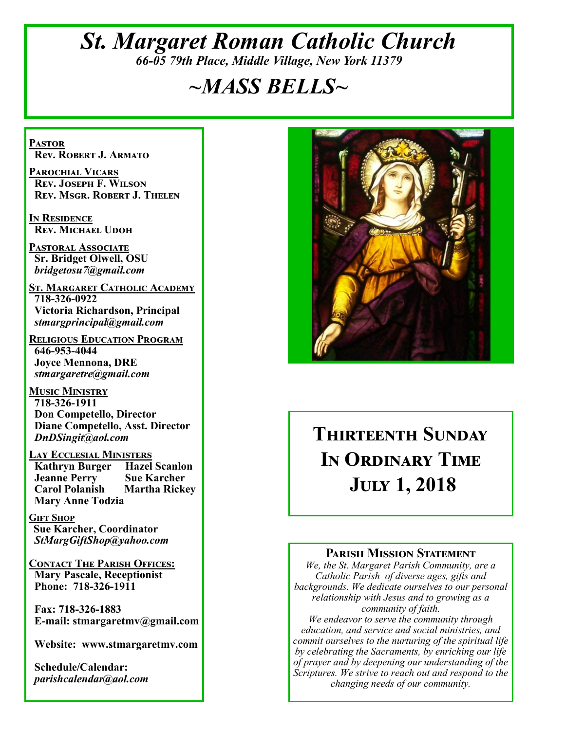# *St. Margaret Roman Catholic Church*

*66-05 79th Place, Middle Village, New York 11379*

# *~MASS BELLS~*

**PASTOR**
**Rev. Robert J. Armato**

**PAROCHIAL VICARS**
**Rev. Joseph F. Wilson**
**Rev. Msgr. Robert J. Thelen**

**IN RESIDENCE**
**Rev. Michael Udoh**

**PASTORAL ASSOCIATE**
**Sr. Bridget Olwell, OSU**
*bridgetosu7@gmail.com*

**ST. MARGARET CATHOLIC ACADEMY**
**718-326-0922**
**Victoria Richardson, Principal**
*stmargprincipal@gmail.com*

**RELIGIOUS EDUCATION PROGRAM**
**646-953-4044**
**Joyce Mennona, DRE**
*stmargaretre@gmail.com*

**MUSIC MINISTRY**
**718-326-1911**
**Don Competello, Director**
**Diane Competello, Asst. Director**
*DnDSingit@aol.com*

**LAY ECCLESIAL MINISTERS**
**Kathryn Burger** **Hazel Scanlon**
**Jeanne Perry** **Sue Karcher**
**Carol Polanish** **Martha Rickey**
**Mary Anne Todzia**

**GIFT SHOP**
**Sue Karcher, Coordinator**
*StMargGiftShop@yahoo.com*

**CONTACT THE PARISH OFFICES:**
**Mary Pascale, Receptionist**
**Phone: 718-326-1911**

**Fax: 718-326-1883**
**E-mail: stmargaretmv@gmail.com**

**Website: www.stmargaretmv.com**

**Schedule/Calendar:**
***parishcalendar@aol.com***

## Thirteenth Sunday In Ordinary Time July 1, 2018

### Parish Mission Statement

*We, the St. Margaret Parish Community, are a Catholic Parish of diverse ages, gifts and backgrounds. We dedicate ourselves to our personal relationship with Jesus and to growing as a community of faith.*
*We endeavor to serve the community through education, and service and social ministries, and commit ourselves to the nurturing of the spiritual life by celebrating the Sacraments, by enriching our life of prayer and by deepening our understanding of the Scriptures. We strive to reach out and respond to the changing needs of our community.*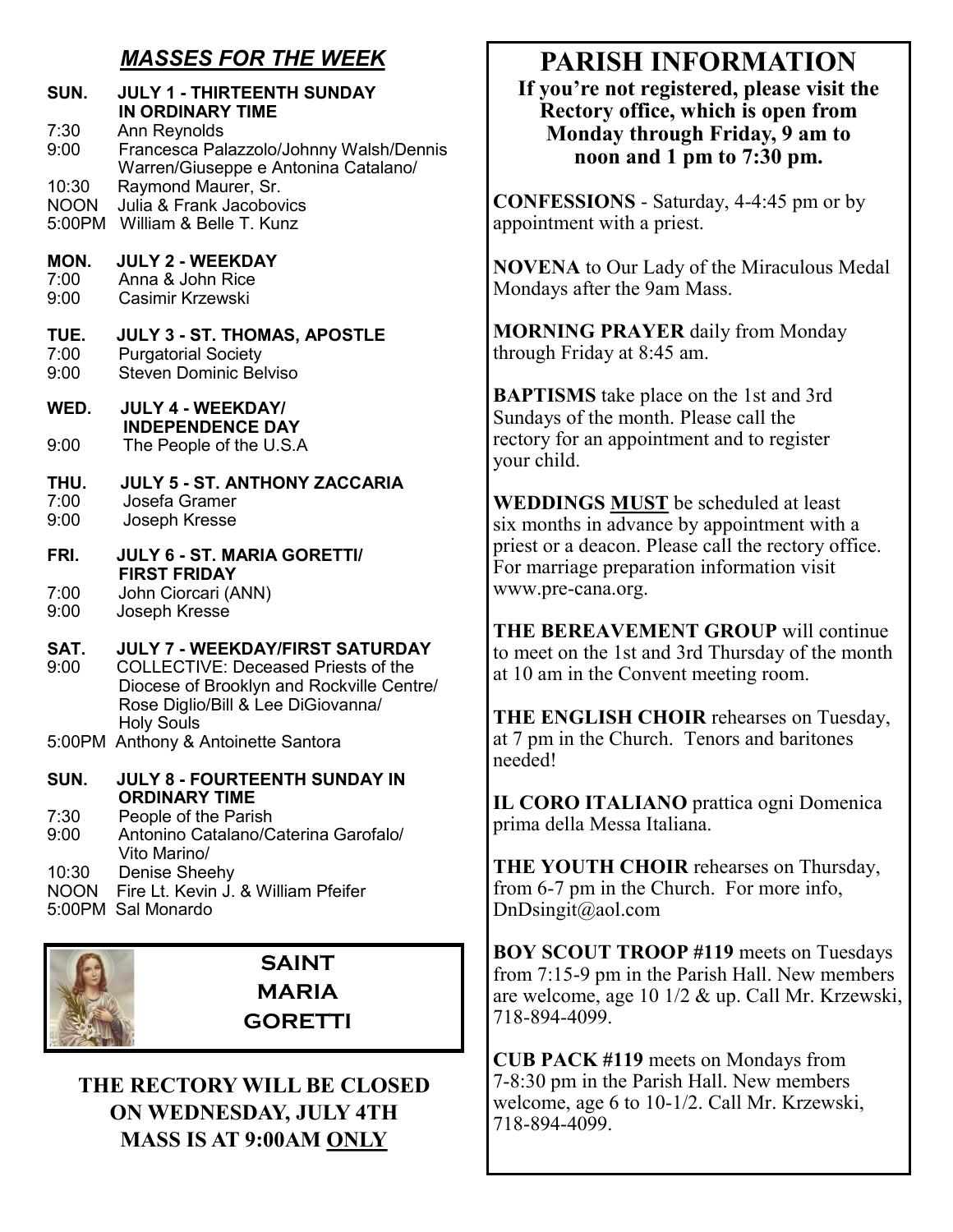## *MASSES FOR THE WEEK*

**SUN. JULY 1 - THIRTEENTH SUNDAY IN ORDINARY TIME**

7:30 Ann Reynolds
9:00 Francesca Palazzolo/Johnny Walsh/Dennis Warren/Giuseppe e Antonina Catalano/
10:30 Raymond Maurer, Sr.
NOON Julia & Frank Jacobovics
5:00PM William & Belle T. Kunz

**MON. JULY 2 - WEEKDAY**

7:00 Anna & John Rice
9:00 Casimir Krzewski

**TUE. JULY 3 - ST. THOMAS, APOSTLE**

7:00 Purgatorial Society
9:00 Steven Dominic Belviso

**WED. JULY 4 - WEEKDAY/ INDEPENDENCE DAY**

9:00 The People of the U.S.A

**THU. JULY 5 - ST. ANTHONY ZACCARIA**

7:00 Josefa Gramer
9:00 Joseph Kresse

**FRI. JULY 6 - ST. MARIA GORETTI/ FIRST FRIDAY**

7:00 John Ciorcari (ANN)
9:00 Joseph Kresse

**SAT. JULY 7 - WEEKDAY/FIRST SATURDAY**

9:00 COLLECTIVE: Deceased Priests of the Diocese of Brooklyn and Rockville Centre/ Rose Diglio/Bill & Lee DiGiovanna/ Holy Souls
5:00PM Anthony & Antoinette Santora

**SUN. JULY 8 - FOURTEENTH SUNDAY IN ORDINARY TIME**

7:30 People of the Parish
9:00 Antonino Catalano/Caterina Garofalo/ Vito Marino/
10:30 Denise Sheehy
NOON Fire Lt. Kevin J. & William Pfeifer
5:00PM Sal Monardo

**SAINT MARIA GORETTI**

**THE RECTORY WILL BE CLOSED ON WEDNESDAY, JULY 4TH MASS IS AT 9:00AM ONLY**

# PARISH INFORMATION

**If you're not registered, please visit the Rectory office, which is open from Monday through Friday, 9 am to noon and 1 pm to 7:30 pm.**

**CONFESSIONS** - Saturday, 4-4:45 pm or by appointment with a priest.

**NOVENA** to Our Lady of the Miraculous Medal Mondays after the 9am Mass.

**MORNING PRAYER** daily from Monday through Friday at 8:45 am.

**BAPTISMS** take place on the 1st and 3rd Sundays of the month. Please call the rectory for an appointment and to register your child.

**WEDDINGS MUST** be scheduled at least six months in advance by appointment with a priest or a deacon. Please call the rectory office. For marriage preparation information visit www.pre-cana.org.

**THE BEREAVEMENT GROUP** will continue to meet on the 1st and 3rd Thursday of the month at 10 am in the Convent meeting room.

**THE ENGLISH CHOIR** rehearses on Tuesday, at 7 pm in the Church. Tenors and baritones needed!

**IL CORO ITALIANO** prattica ogni Domenica prima della Messa Italiana.

**THE YOUTH CHOIR** rehearses on Thursday, from 6-7 pm in the Church. For more info, DnDsingit@aol.com

**BOY SCOUT TROOP #119** meets on Tuesdays from 7:15-9 pm in the Parish Hall. New members are welcome, age 10 1/2 & up. Call Mr. Krzewski, 718-894-4099.

**CUB PACK #119** meets on Mondays from 7-8:30 pm in the Parish Hall. New members welcome, age 6 to 10-1/2. Call Mr. Krzewski, 718-894-4099.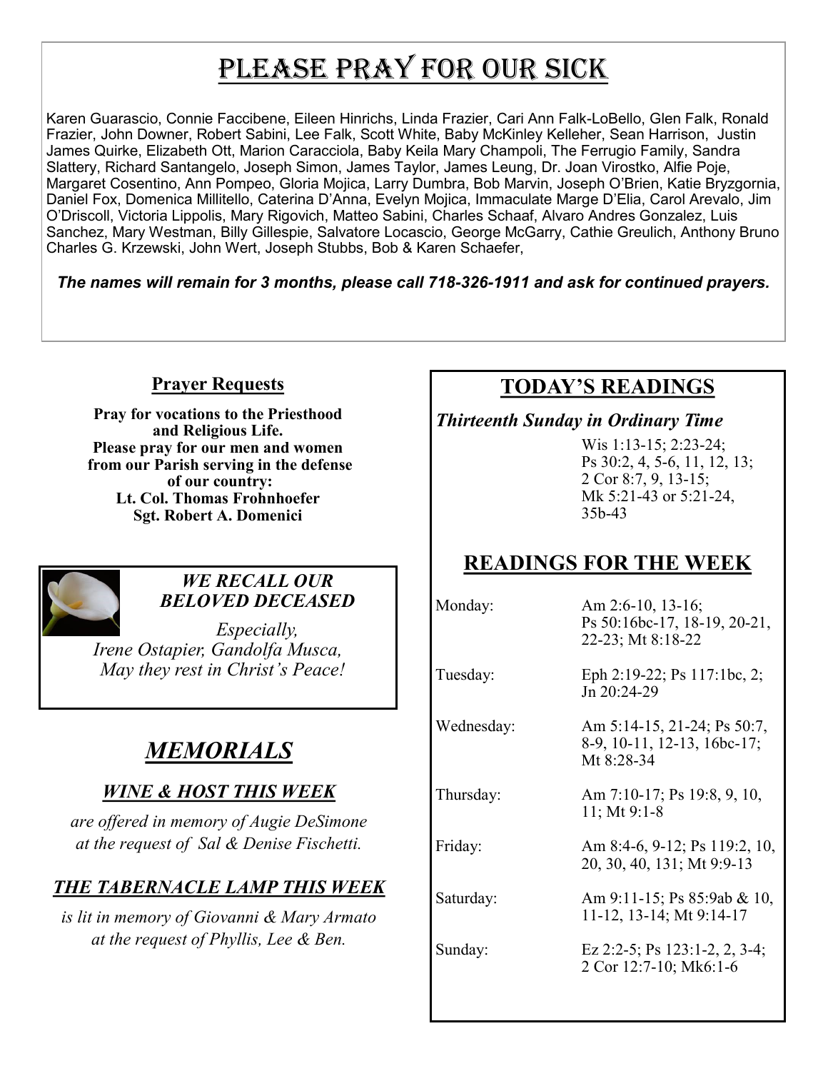# Please Pray for Our Sick

Karen Guarascio, Connie Faccibene, Eileen Hinrichs, Linda Frazier, Cari Ann Falk-LoBello, Glen Falk, Ronald Frazier, John Downer, Robert Sabini, Lee Falk, Scott White, Baby McKinley Kelleher, Sean Harrison, Justin James Quirke, Elizabeth Ott, Marion Caracciola, Baby Keila Mary Champoli, The Ferrugio Family, Sandra Slattery, Richard Santangelo, Joseph Simon, James Taylor, James Leung, Dr. Joan Virostko, Alfie Poje, Margaret Cosentino, Ann Pompeo, Gloria Mojica, Larry Dumbra, Bob Marvin, Joseph O'Brien, Katie Bryzgornia, Daniel Fox, Domenica Millitello, Caterina D'Anna, Evelyn Mojica, Immaculate Marge D'Elia, Carol Arevalo, Jim O'Driscoll, Victoria Lippolis, Mary Rigovich, Matteo Sabini, Charles Schaaf, Alvaro Andres Gonzalez, Luis Sanchez, Mary Westman, Billy Gillespie, Salvatore Locascio, George McGarry, Cathie Greulich, Anthony Bruno Charles G. Krzewski, John Wert, Joseph Stubbs, Bob & Karen Schaefer,

***The names will remain for 3 months, please call 718-326-1911 and ask for continued prayers.***

## Prayer Requests

**Pray for vocations to the Priesthood and Religious Life.**
**Please pray for our men and women from our Parish serving in the defense of our country:**
**Lt. Col. Thomas Frohnhoefer**
**Sgt. Robert A. Domenici**

### *WE RECALL OUR BELOVED DECEASED*

*Especially,*
*Irene Ostapier, Gandolfa Musca,*
*May they rest in Christ's Peace!*

## *MEMORIALS*

### *WINE & HOST THIS WEEK*

*are offered in memory of Augie DeSimone at the request of Sal & Denise Fischetti.*

### *THE TABERNACLE LAMP THIS WEEK*

*is lit in memory of Giovanni & Mary Armato at the request of Phyllis, Lee & Ben.*

## TODAY'S READINGS

***Thirteenth Sunday in Ordinary Time***

Wis 1:13-15; 2:23-24; Ps 30:2, 4, 5-6, 11, 12, 13; 2 Cor 8:7, 9, 13-15; Mk 5:21-43 or 5:21-24, 35b-43

## READINGS FOR THE WEEK

| | |
|---|---|
| Monday: | Am 2:6-10, 13-16; Ps 50:16bc-17, 18-19, 20-21, 22-23; Mt 8:18-22 |
| Tuesday: | Eph 2:19-22; Ps 117:1bc, 2; Jn 20:24-29 |
| Wednesday: | Am 5:14-15, 21-24; Ps 50:7, 8-9, 10-11, 12-13, 16bc-17; Mt 8:28-34 |
| Thursday: | Am 7:10-17; Ps 19:8, 9, 10, 11; Mt 9:1-8 |
| Friday: | Am 8:4-6, 9-12; Ps 119:2, 10, 20, 30, 40, 131; Mt 9:9-13 |
| Saturday: | Am 9:11-15; Ps 85:9ab & 10, 11-12, 13-14; Mt 9:14-17 |
| Sunday: | Ez 2:2-5; Ps 123:1-2, 2, 3-4; 2 Cor 12:7-10; Mk6:1-6 |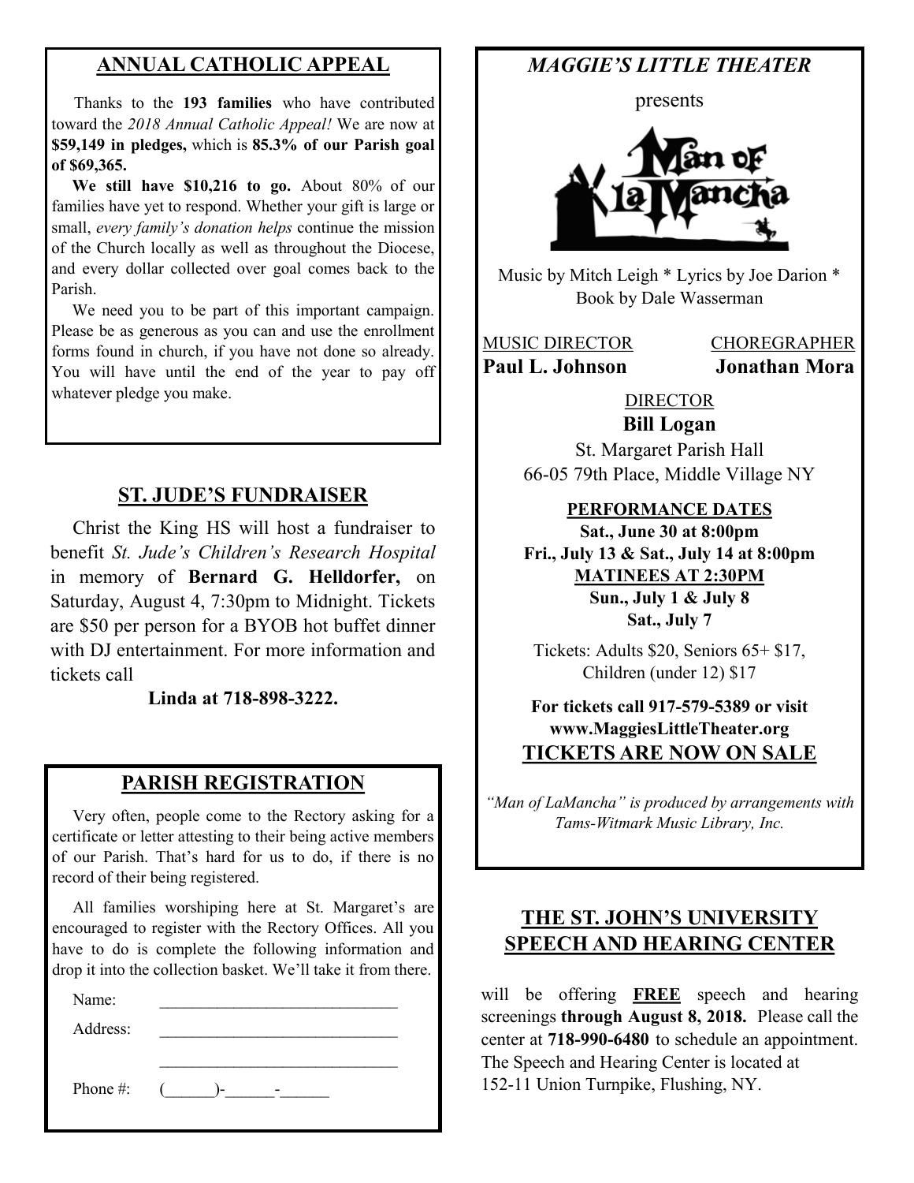## ANNUAL CATHOLIC APPEAL

Thanks to the **193 families** who have contributed toward the *2018 Annual Catholic Appeal!* We are now at **$59,149 in pledges,** which is **85.3% of our Parish goal of $69,365.**

**We still have $10,216 to go.** About 80% of our families have yet to respond. Whether your gift is large or small, *every family's donation helps* continue the mission of the Church locally as well as throughout the Diocese, and every dollar collected over goal comes back to the Parish.

We need you to be part of this important campaign. Please be as generous as you can and use the enrollment forms found in church, if you have not done so already. You will have until the end of the year to pay off whatever pledge you make.

## ST. JUDE'S FUNDRAISER

Christ the King HS will host a fundraiser to benefit *St. Jude's Children's Research Hospital* in memory of **Bernard G. Helldorfer,** on Saturday, August 4, 7:30pm to Midnight. Tickets are $50 per person for a BYOB hot buffet dinner with DJ entertainment. For more information and tickets call

**Linda at 718-898-3222.**

## PARISH REGISTRATION

Very often, people come to the Rectory asking for a certificate or letter attesting to their being active members of our Parish. That's hard for us to do, if there is no record of their being registered.

All families worshiping here at St. Margaret's are encouraged to register with the Rectory Offices. All you have to do is complete the following information and drop it into the collection basket. We'll take it from there.

Name: ______________________________

Address: ______________________________

______________________________

Phone #: (______)-______-______

## *MAGGIE'S LITTLE THEATER*

presents

Man of La Mancha

Music by Mitch Leigh * Lyrics by Joe Darion * Book by Dale Wasserman

MUSIC DIRECTOR
**Paul L. Johnson**

CHOREGRAPHER
**Jonathan Mora**

DIRECTOR
**Bill Logan**

St. Margaret Parish Hall
66-05 79th Place, Middle Village NY

**PERFORMANCE DATES**
**Sat., June 30 at 8:00pm**
**Fri., July 13 & Sat., July 14 at 8:00pm**
**MATINEES AT 2:30PM**
**Sun., July 1 & July 8**
**Sat., July 7**

Tickets: Adults $20, Seniors 65+ $17, Children (under 12) $17

**For tickets call 917-579-5389 or visit www.MaggiesLittleTheater.org**

**TICKETS ARE NOW ON SALE**

*"Man of LaMancha" is produced by arrangements with Tams-Witmark Music Library, Inc.*

## THE ST. JOHN'S UNIVERSITY SPEECH AND HEARING CENTER

will be offering **FREE** speech and hearing screenings **through August 8, 2018.** Please call the center at **718-990-6480** to schedule an appointment. The Speech and Hearing Center is located at 152-11 Union Turnpike, Flushing, NY.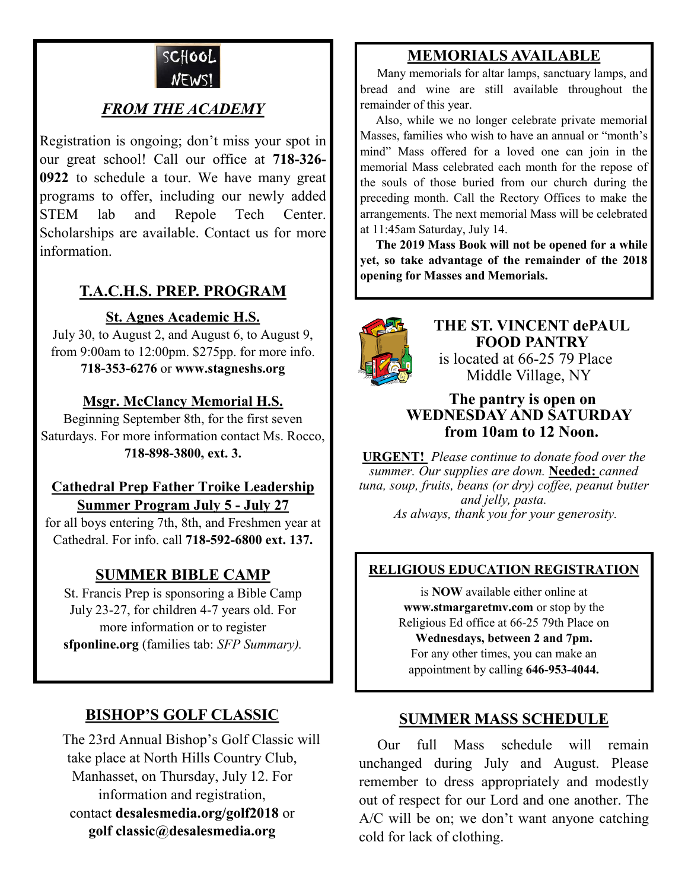SCHOOL NEWS!

## *FROM THE ACADEMY*

Registration is ongoing; don't miss your spot in our great school! Call our office at **718-326-0922** to schedule a tour. We have many great programs to offer, including our newly added STEM lab and Repole Tech Center. Scholarships are available. Contact us for more information.

## T.A.C.H.S. PREP. PROGRAM

### St. Agnes Academic H.S.

July 30, to August 2, and August 6, to August 9, from 9:00am to 12:00pm. $275pp. for more info. **718-353-6276** or **www.stagneshs.org**

### Msgr. McClancy Memorial H.S.

Beginning September 8th, for the first seven Saturdays. For more information contact Ms. Rocco, **718-898-3800, ext. 3.**

### Cathedral Prep Father Troike Leadership Summer Program July 5 - July 27

for all boys entering 7th, 8th, and Freshmen year at Cathedral. For info. call **718-592-6800 ext. 137.**

## SUMMER BIBLE CAMP

St. Francis Prep is sponsoring a Bible Camp July 23-27, for children 4-7 years old. For more information or to register **sfponline.org** (families tab: *SFP Summary).*

## BISHOP'S GOLF CLASSIC

The 23rd Annual Bishop's Golf Classic will take place at North Hills Country Club, Manhasset, on Thursday, July 12. For information and registration, contact **desalesmedia.org/golf2018** or **golf classic@desalesmedia.org**

## MEMORIALS AVAILABLE

Many memorials for altar lamps, sanctuary lamps, and bread and wine are still available throughout the remainder of this year.

Also, while we no longer celebrate private memorial Masses, families who wish to have an annual or "month's mind" Mass offered for a loved one can join in the memorial Mass celebrated each month for the repose of the souls of those buried from our church during the preceding month. Call the Rectory Offices to make the arrangements. The next memorial Mass will be celebrated at 11:45am Saturday, July 14.

**The 2019 Mass Book will not be opened for a while yet, so take advantage of the remainder of the 2018 opening for Masses and Memorials.**

## THE ST. VINCENT dePAUL FOOD PANTRY

is located at 66-25 79 Place Middle Village, NY

**The pantry is open on WEDNESDAY AND SATURDAY from 10am to 12 Noon.**

**URGENT!** *Please continue to donate food over the summer. Our supplies are down.* **Needed:** *canned tuna, soup, fruits, beans (or dry) coffee, peanut butter and jelly, pasta.*
*As always, thank you for your generosity.*

## RELIGIOUS EDUCATION REGISTRATION

is **NOW** available either online at **www.stmargaretmv.com** or stop by the Religious Ed office at 66-25 79th Place on **Wednesdays, between 2 and 7pm.** For any other times, you can make an appointment by calling **646-953-4044.**

## SUMMER MASS SCHEDULE

Our full Mass schedule will remain unchanged during July and August. Please remember to dress appropriately and modestly out of respect for our Lord and one another. The A/C will be on; we don't want anyone catching cold for lack of clothing.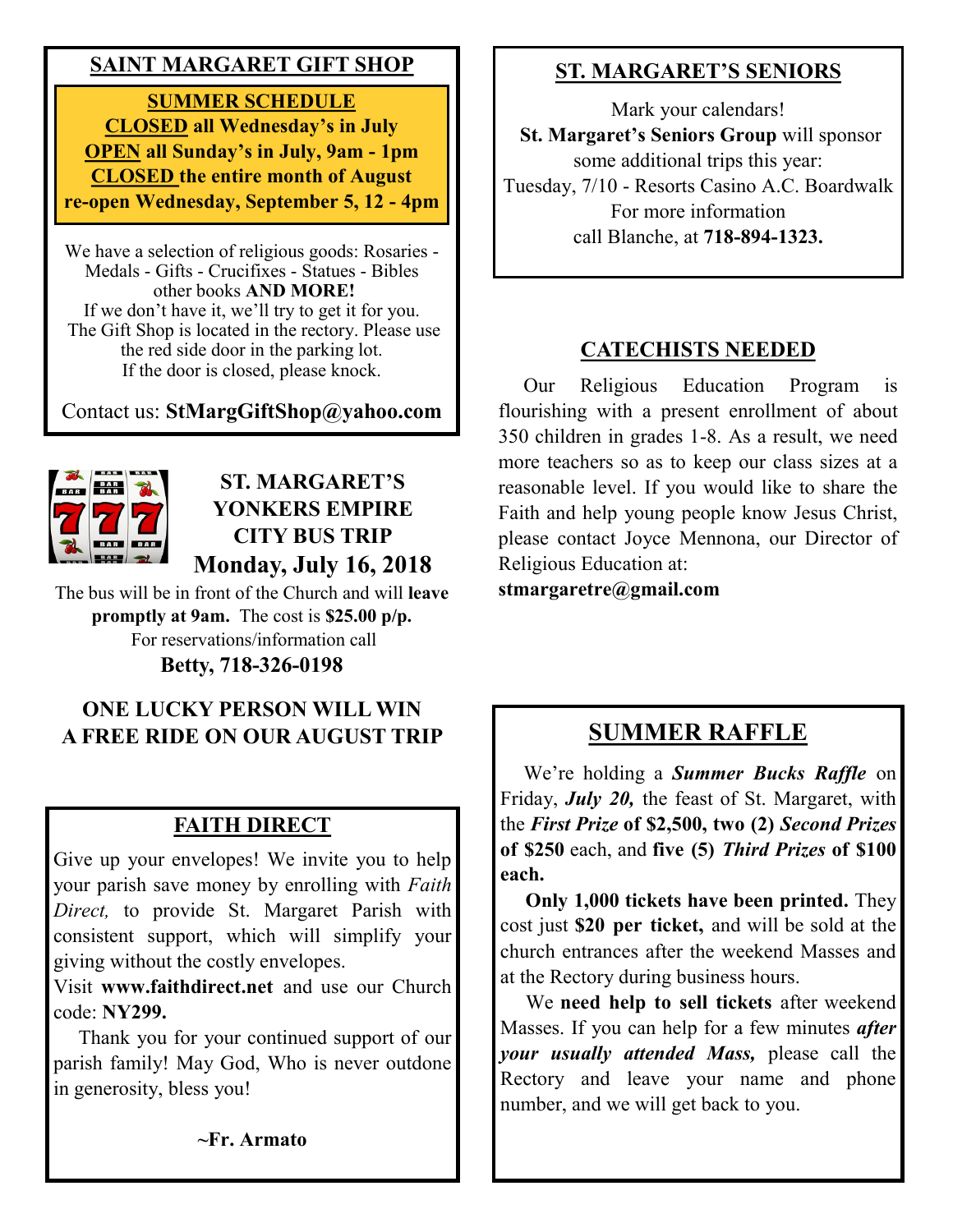## SAINT MARGARET GIFT SHOP

**SUMMER SCHEDULE**
**CLOSED all Wednesday's in July**
**OPEN all Sunday's in July, 9am - 1pm**
**CLOSED the entire month of August**
**re-open Wednesday, September 5, 12 - 4pm**

We have a selection of religious goods: Rosaries - Medals - Gifts - Crucifixes - Statues - Bibles other books **AND MORE!**
If we don't have it, we'll try to get it for you.
The Gift Shop is located in the rectory. Please use the red side door in the parking lot.
If the door is closed, please knock.

Contact us: **StMargGiftShop@yahoo.com**

## ST. MARGARET'S YONKERS EMPIRE CITY BUS TRIP

**Monday, July 16, 2018**

The bus will be in front of the Church and will **leave promptly at 9am.** The cost is **$25.00 p/p.**
For reservations/information call
**Betty, 718-326-0198**

**ONE LUCKY PERSON WILL WIN A FREE RIDE ON OUR AUGUST TRIP**

## FAITH DIRECT

Give up your envelopes! We invite you to help your parish save money by enrolling with *Faith Direct,* to provide St. Margaret Parish with consistent support, which will simplify your giving without the costly envelopes.
Visit **www.faithdirect.net** and use our Church code: **NY299.**

Thank you for your continued support of our parish family! May God, Who is never outdone in generosity, bless you!

**~Fr. Armato**

## ST. MARGARET'S SENIORS

Mark your calendars!
**St. Margaret's Seniors Group** will sponsor some additional trips this year:
Tuesday, 7/10 - Resorts Casino A.C. Boardwalk
For more information
call Blanche, at **718-894-1323.**

## CATECHISTS NEEDED

Our Religious Education Program is flourishing with a present enrollment of about 350 children in grades 1-8. As a result, we need more teachers so as to keep our class sizes at a reasonable level. If you would like to share the Faith and help young people know Jesus Christ, please contact Joyce Mennona, our Director of Religious Education at:
**stmargaretre@gmail.com**

## SUMMER RAFFLE

We're holding a ***Summer Bucks Raffle*** on Friday, ***July 20,*** the feast of St. Margaret, with the ***First Prize*** **of $2,500, two (2)** ***Second Prizes*** **of $250** each, and **five (5)** ***Third Prizes*** **of $100 each.**

**Only 1,000 tickets have been printed.** They cost just **$20 per ticket,** and will be sold at the church entrances after the weekend Masses and at the Rectory during business hours.

We **need help to sell tickets** after weekend Masses. If you can help for a few minutes ***after your usually attended Mass,*** please call the Rectory and leave your name and phone number, and we will get back to you.